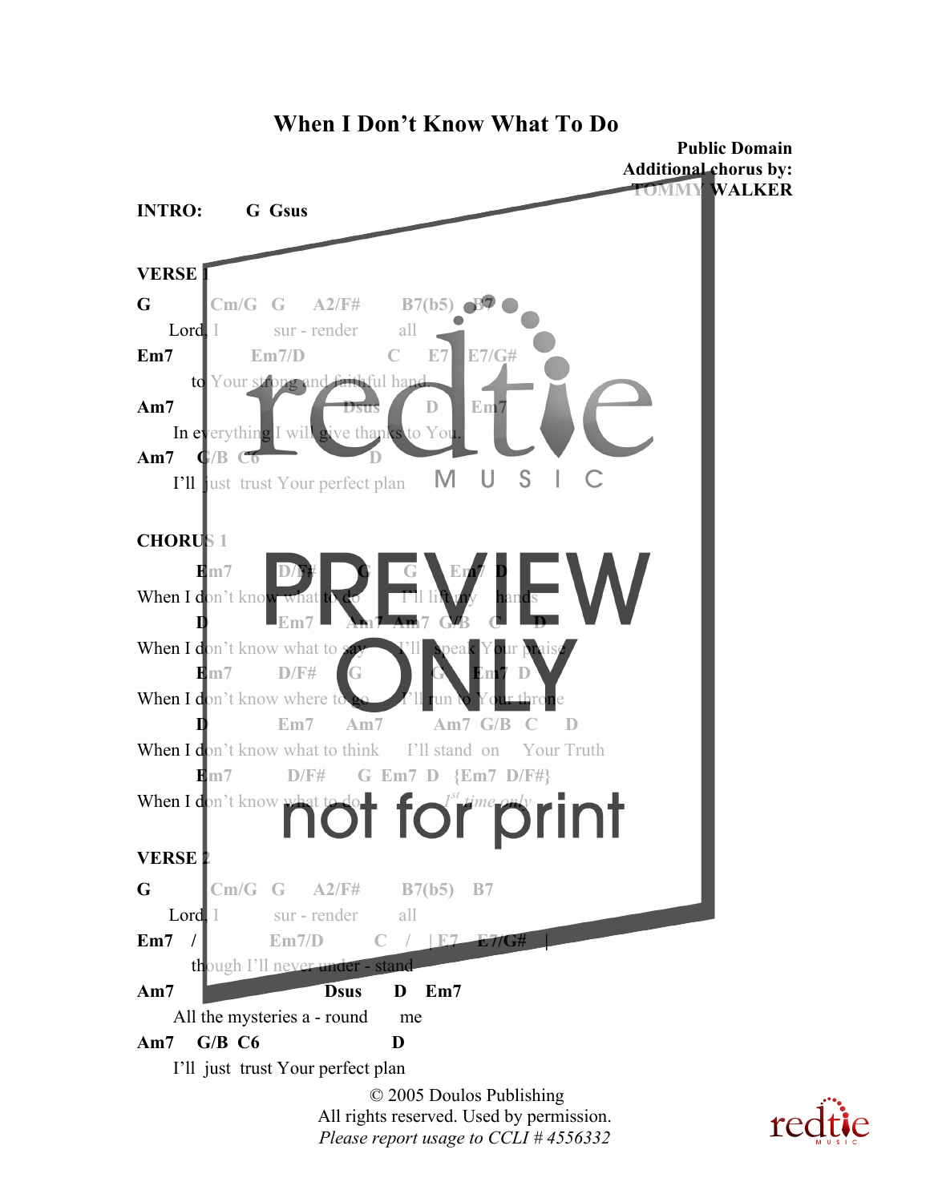# When I Don't Know What To Do

**Public Domain**
**Additional chorus by:**
**TOMMY WALKER**

**INTRO:** G Gsus

**VERSE 1**

```
G          Cm/G   G     A2/F#      B7(b5)   B7
     Lord, I         sur - render        all
Em7             Em7/D            C     E7   E7/G#
     to Your strong and faithful hand.
Am7                         Dsus        D     Em7
     In everything I will give thanks to You.
Am7     G/B  C6                    D
     I'll  just  trust Your perfect plan
```

**CHORUS 1**

```
         Em7          D/F#          G       G      Em7   D
When I don't know what to do          I'll lift my      hands
         D            Em7        Am7  Am7  G/B    C        D
When I don't know what to say          I'll  speak Your praise
         Em7          D/F#       G             G    Em7   D
When I don't know where to go          I'll run to Your throne
         D            Em7        Am7          Am7  G/B   C      D
When I don't know what to think      I'll stand  on     Your Truth
         Em7          D/F#       G  Em7  D   {Em7  D/F#}
When I don't know what to do                 1st time only
```

**VERSE 2**

```
G          Cm/G   G     A2/F#      B7(b5)   B7
     Lord, I         sur - render        all
Em7    /            Em7/D          C    /    | E7    E7/G#    |
     though I'll never under - stand
Am7                         Dsus        D     Em7
     All the mysteries a - round         me
Am7     G/B  C6                    D
     I'll  just  trust Your perfect plan
```

© 2005 Doulos Publishing
All rights reserved. Used by permission.
*Please report usage to CCLI # 4556332*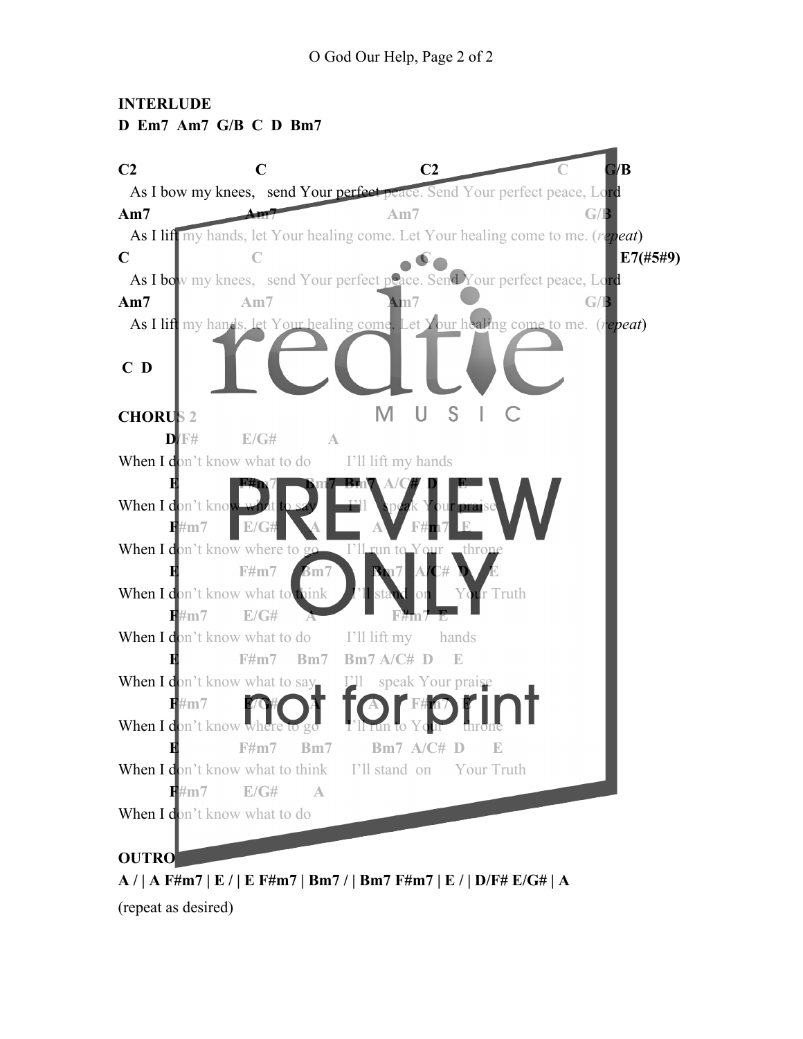**INTERLUDE**
**D Em7 Am7 G/B C D Bm7**

```
C2                    C                          C2                  C        G/B
   As I bow my knees,   send Your perfect peace. Send Your perfect peace, Lord
Am7                  Am7                    Am7                         G/B
   As I lift my hands, let Your healing come. Let Your healing come to me. (repeat)
C                     C                          C                                 E7(#5#9)
   As I bow my knees,   send Your perfect peace. Send Your perfect peace, Lord
Am7                  Am7                    Am7                         G/B
   As I lift my hands, let Your healing come. Let Your healing come to me.  (repeat)
```

**C D**

**CHORUS 2**

```
        D/F#        E/G#          A
When I don't know what to do        I'll lift my hands
        E           F#m7      Bm7  Bm7  A/C#  D     E
When I don't know what to say       I'll   speak Your praise
        F#m7        E/G#      A        A     F#m7  E
When I don't know where to go       I'll run to Your    throne
        E           F#m7      Bm7      Bm7  A/C#  D     E
When I don't know what to think     I'll stand  on      Your Truth
        F#m7        E/G#      A              F#m7  E
When I don't know what to do        I'll lift my       hands
        E           F#m7      Bm7   Bm7 A/C#  D     E
When I don't know what to say       I'll    speak Your praise
        F#m7        E/G#      A        A     F#m7  E
When I don't know where to go       I'll run to Your    throne
        E           F#m7      Bm7       Bm7  A/C#  D     E
When I don't know what to think      I'll stand  on      Your Truth
        F#m7        E/G#       A
When I don't know what to do
```

**OUTRO**
**A / | A F#m7 | E / | E F#m7 | Bm7 / | Bm7 F#m7 | E / | D/F# E/G# | A**
(repeat as desired)